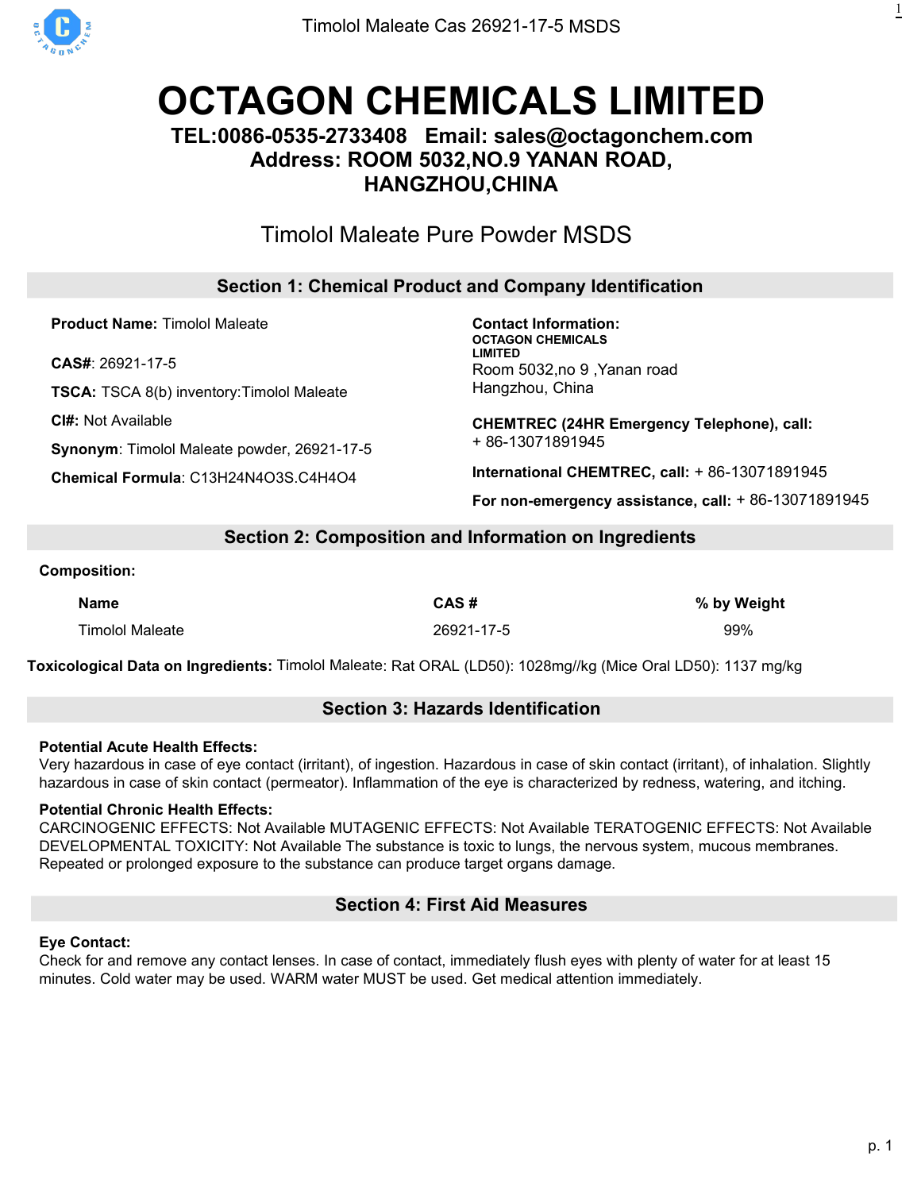# OCTAGON CHEMICALS LIMITED

**TEL:0086-0535-2733408 Email: sales@octagonchem.com**
**Address: ROOM 5032,NO.9 YANAN ROAD, HANGZHOU,CHINA**

## Timolol Maleate Pure Powder MSDS

## Section 1: Chemical Product and Company Identification

**Product Name:** Timolol Maleate

**CAS#**: 26921-17-5

**TSCA:** TSCA 8(b) inventory:Timolol Maleate

**CI#:** Not Available

**Synonym**: Timolol Maleate powder, 26921-17-5

**Chemical Formula**: C13H24N4O3S.C4H4O4

**Contact Information:**
**OCTAGON CHEMICALS LIMITED**
Room 5032,no 9 ,Yanan road
Hangzhou, China

**CHEMTREC (24HR Emergency Telephone), call:**
+ 86-13071891945

**International CHEMTREC, call:** + 86-13071891945

**For non-emergency assistance, call:** + 86-13071891945

## Section 2: Composition and Information on Ingredients

**Composition:**

| Name | CAS # | % by Weight |
| --- | --- | --- |
| Timolol Maleate | 26921-17-5 | 99% |

**Toxicological Data on Ingredients:** Timolol Maleate: Rat ORAL (LD50): 1028mg//kg (Mice Oral LD50): 1137 mg/kg

## Section 3: Hazards Identification

**Potential Acute Health Effects:**
Very hazardous in case of eye contact (irritant), of ingestion. Hazardous in case of skin contact (irritant), of inhalation. Slightly hazardous in case of skin contact (permeator). Inflammation of the eye is characterized by redness, watering, and itching.

**Potential Chronic Health Effects:**
CARCINOGENIC EFFECTS: Not Available MUTAGENIC EFFECTS: Not Available TERATOGENIC EFFECTS: Not Available DEVELOPMENTAL TOXICITY: Not Available The substance is toxic to lungs, the nervous system, mucous membranes. Repeated or prolonged exposure to the substance can produce target organs damage.

## Section 4: First Aid Measures

**Eye Contact:**
Check for and remove any contact lenses. In case of contact, immediately flush eyes with plenty of water for at least 15 minutes. Cold water may be used. WARM water MUST be used. Get medical attention immediately.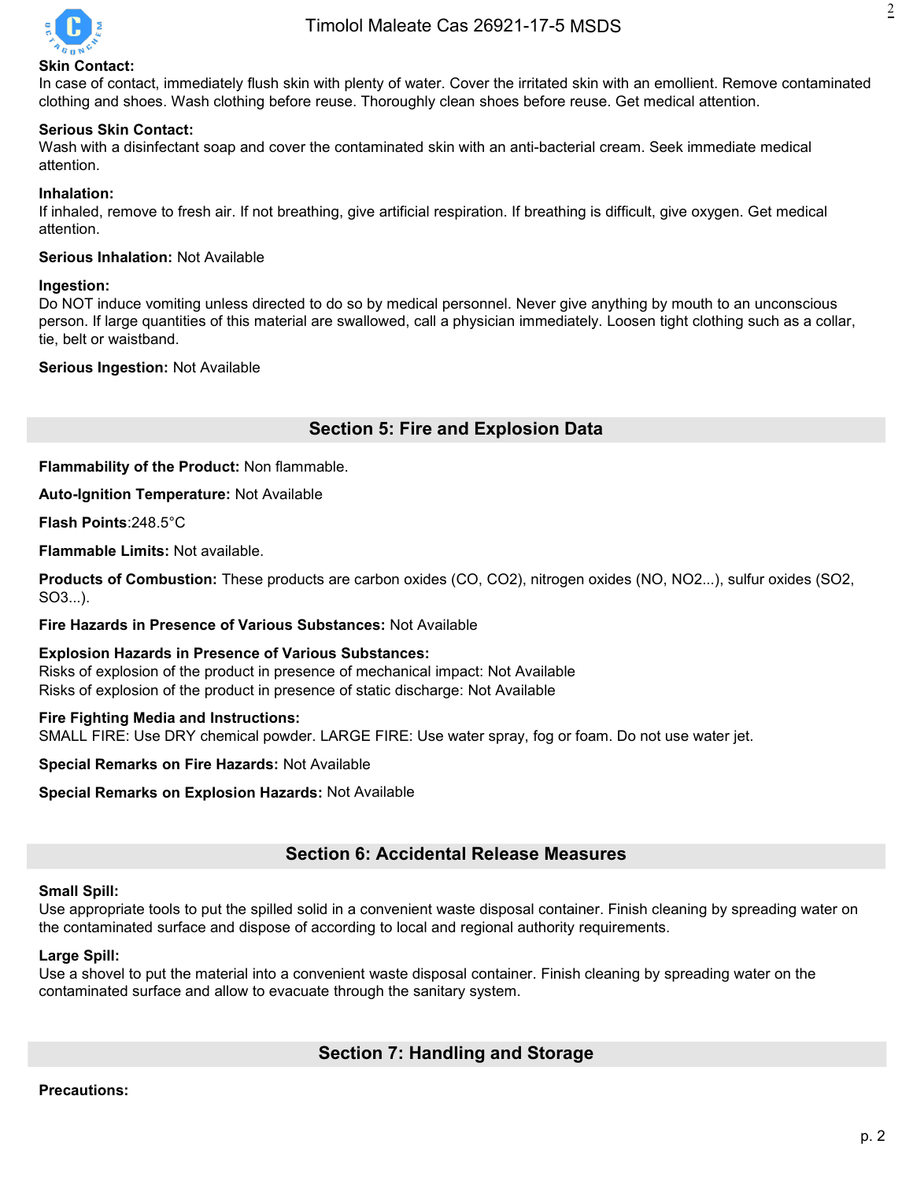**Skin Contact:**
In case of contact, immediately flush skin with plenty of water. Cover the irritated skin with an emollient. Remove contaminated clothing and shoes. Wash clothing before reuse. Thoroughly clean shoes before reuse. Get medical attention.

**Serious Skin Contact:**
Wash with a disinfectant soap and cover the contaminated skin with an anti-bacterial cream. Seek immediate medical attention.

**Inhalation:**
If inhaled, remove to fresh air. If not breathing, give artificial respiration. If breathing is difficult, give oxygen. Get medical attention.

**Serious Inhalation:** Not Available

**Ingestion:**
Do NOT induce vomiting unless directed to do so by medical personnel. Never give anything by mouth to an unconscious person. If large quantities of this material are swallowed, call a physician immediately. Loosen tight clothing such as a collar, tie, belt or waistband.

**Serious Ingestion:** Not Available

## Section 5: Fire and Explosion Data

**Flammability of the Product:** Non flammable.

**Auto-Ignition Temperature:** Not Available

**Flash Points**:248.5°C

**Flammable Limits:** Not available.

**Products of Combustion:** These products are carbon oxides (CO, $CO_2$), nitrogen oxides (NO, $NO_2$...), sulfur oxides ($SO_2$, $SO_3$...).

**Fire Hazards in Presence of Various Substances:** Not Available

**Explosion Hazards in Presence of Various Substances:**
Risks of explosion of the product in presence of mechanical impact: Not Available
Risks of explosion of the product in presence of static discharge: Not Available

**Fire Fighting Media and Instructions:**
SMALL FIRE: Use DRY chemical powder. LARGE FIRE: Use water spray, fog or foam. Do not use water jet.

**Special Remarks on Fire Hazards:** Not Available

**Special Remarks on Explosion Hazards:** Not Available

## Section 6: Accidental Release Measures

**Small Spill:**
Use appropriate tools to put the spilled solid in a convenient waste disposal container. Finish cleaning by spreading water on the contaminated surface and dispose of according to local and regional authority requirements.

**Large Spill:**
Use a shovel to put the material into a convenient waste disposal container. Finish cleaning by spreading water on the contaminated surface and allow to evacuate through the sanitary system.

## Section 7: Handling and Storage

**Precautions:**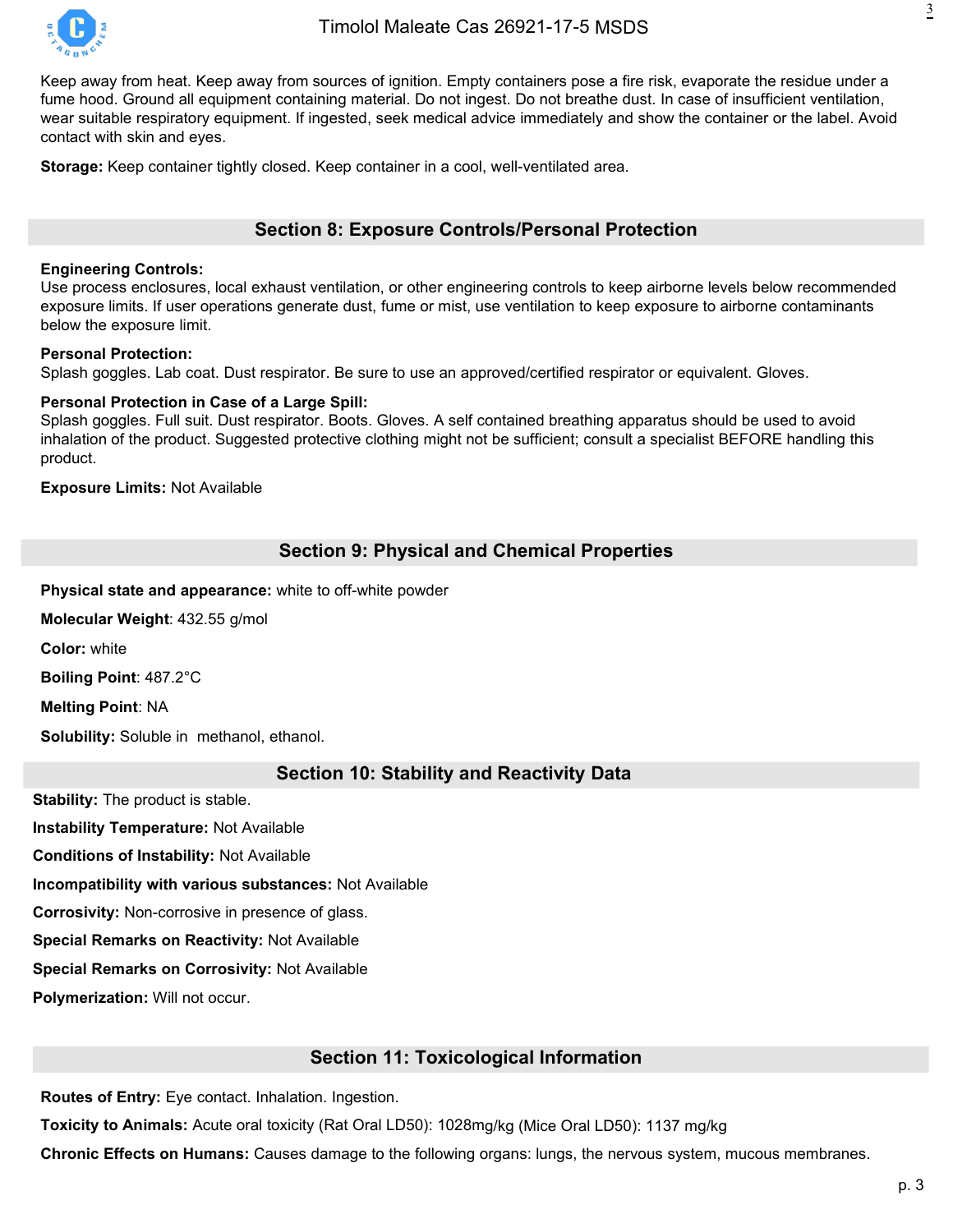Keep away from heat. Keep away from sources of ignition. Empty containers pose a fire risk, evaporate the residue under a fume hood. Ground all equipment containing material. Do not ingest. Do not breathe dust. In case of insufficient ventilation, wear suitable respiratory equipment. If ingested, seek medical advice immediately and show the container or the label. Avoid contact with skin and eyes.

**Storage:** Keep container tightly closed. Keep container in a cool, well-ventilated area.

## Section 8: Exposure Controls/Personal Protection

**Engineering Controls:**
Use process enclosures, local exhaust ventilation, or other engineering controls to keep airborne levels below recommended exposure limits. If user operations generate dust, fume or mist, use ventilation to keep exposure to airborne contaminants below the exposure limit.

**Personal Protection:**
Splash goggles. Lab coat. Dust respirator. Be sure to use an approved/certified respirator or equivalent. Gloves.

**Personal Protection in Case of a Large Spill:**
Splash goggles. Full suit. Dust respirator. Boots. Gloves. A self contained breathing apparatus should be used to avoid inhalation of the product. Suggested protective clothing might not be sufficient; consult a specialist BEFORE handling this product.

**Exposure Limits:** Not Available

## Section 9: Physical and Chemical Properties

**Physical state and appearance:** white to off-white powder

**Molecular Weight**: 432.55 g/mol

**Color:** white

**Boiling Point**: 487.2°C

**Melting Point**: NA

**Solubility:** Soluble in methanol, ethanol.

## Section 10: Stability and Reactivity Data

**Stability:** The product is stable.

**Instability Temperature:** Not Available

**Conditions of Instability:** Not Available

**Incompatibility with various substances:** Not Available

**Corrosivity:** Non-corrosive in presence of glass.

**Special Remarks on Reactivity:** Not Available

**Special Remarks on Corrosivity:** Not Available

**Polymerization:** Will not occur.

## Section 11: Toxicological Information

**Routes of Entry:** Eye contact. Inhalation. Ingestion.

**Toxicity to Animals:** Acute oral toxicity (Rat Oral LD50): 1028mg/kg (Mice Oral LD50): 1137 mg/kg

**Chronic Effects on Humans:** Causes damage to the following organs: lungs, the nervous system, mucous membranes.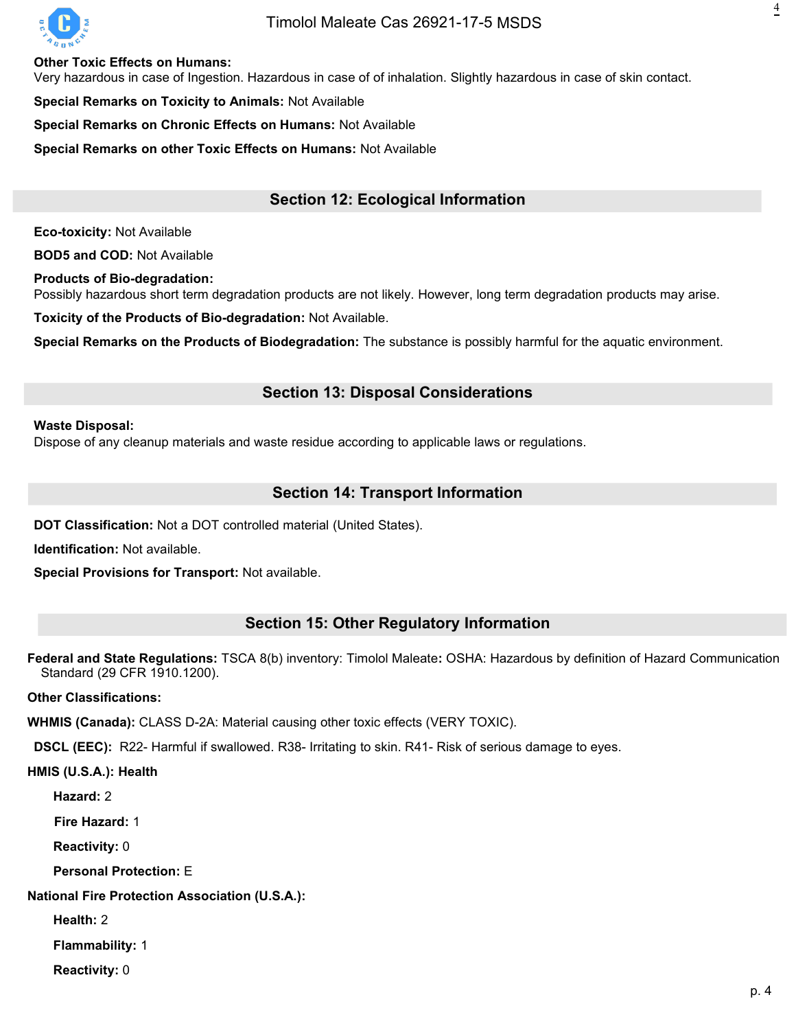**Other Toxic Effects on Humans:**
Very hazardous in case of Ingestion. Hazardous in case of of inhalation. Slightly hazardous in case of skin contact.

**Special Remarks on Toxicity to Animals:** Not Available

**Special Remarks on Chronic Effects on Humans:** Not Available

**Special Remarks on other Toxic Effects on Humans:** Not Available

## Section 12: Ecological Information

**Eco-toxicity:** Not Available

**BOD5 and COD:** Not Available

**Products of Bio-degradation:**
Possibly hazardous short term degradation products are not likely. However, long term degradation products may arise.

**Toxicity of the Products of Bio-degradation:** Not Available.

**Special Remarks on the Products of Biodegradation:** The substance is possibly harmful for the aquatic environment.

## Section 13: Disposal Considerations

**Waste Disposal:**
Dispose of any cleanup materials and waste residue according to applicable laws or regulations.

## Section 14: Transport Information

**DOT Classification:** Not a DOT controlled material (United States).

**Identification:** Not available.

**Special Provisions for Transport:** Not available.

## Section 15: Other Regulatory Information

**Federal and State Regulations:** TSCA 8(b) inventory: Timolol Maleate**:** OSHA: Hazardous by definition of Hazard Communication Standard (29 CFR 1910.1200).

**Other Classifications:**

**WHMIS (Canada):** CLASS D-2A: Material causing other toxic effects (VERY TOXIC).

**DSCL (EEC):** R22- Harmful if swallowed. R38- Irritating to skin. R41- Risk of serious damage to eyes.

**HMIS (U.S.A.): Health**

**Hazard:** 2

**Fire Hazard:** 1

**Reactivity:** 0

**Personal Protection:** E

**National Fire Protection Association (U.S.A.):**

**Health:** 2

**Flammability:** 1

**Reactivity:** 0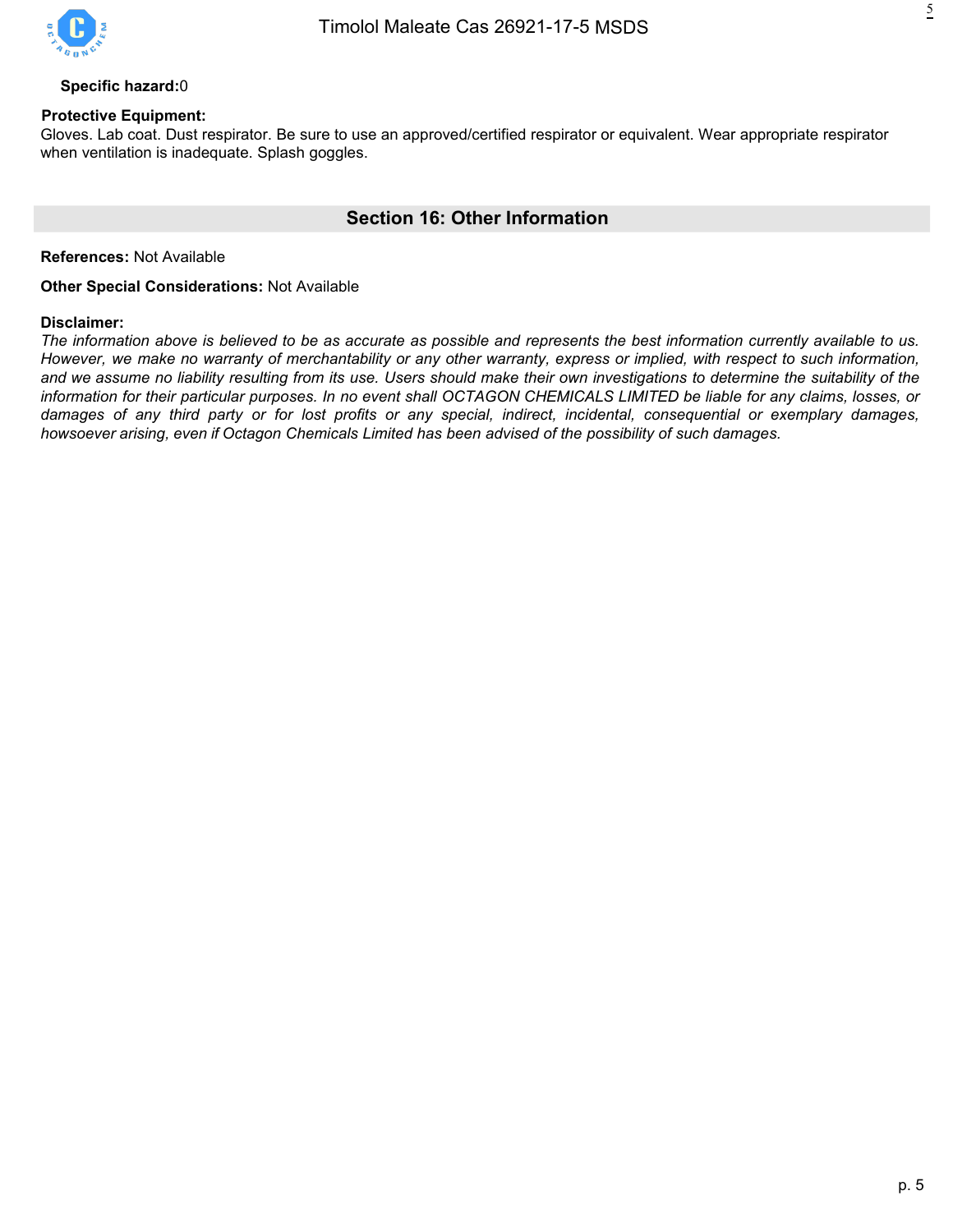**Specific hazard:**0

**Protective Equipment:**
Gloves. Lab coat. Dust respirator. Be sure to use an approved/certified respirator or equivalent. Wear appropriate respirator when ventilation is inadequate. Splash goggles.

## Section 16: Other Information

**References:** Not Available

**Other Special Considerations:** Not Available

**Disclaimer:**
*The information above is believed to be as accurate as possible and represents the best information currently available to us. However, we make no warranty of merchantability or any other warranty, express or implied, with respect to such information, and we assume no liability resulting from its use. Users should make their own investigations to determine the suitability of the information for their particular purposes. In no event shall OCTAGON CHEMICALS LIMITED be liable for any claims, losses, or damages of any third party or for lost profits or any special, indirect, incidental, consequential or exemplary damages, howsoever arising, even if Octagon Chemicals Limited has been advised of the possibility of such damages.*